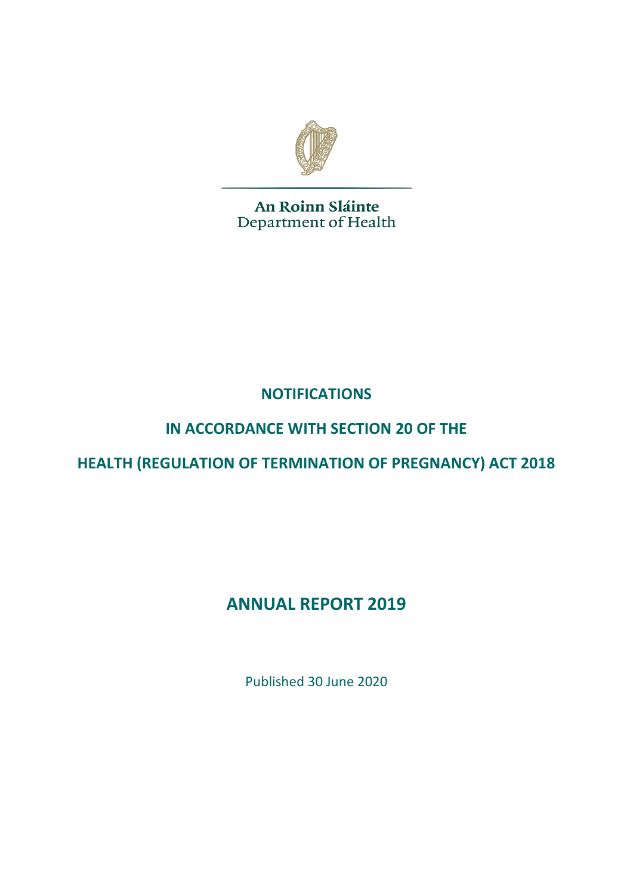An Roinn Sláinte
Department of Health

# NOTIFICATIONS

# IN ACCORDANCE WITH SECTION 20 OF THE

# HEALTH (REGULATION OF TERMINATION OF PREGNANCY) ACT 2018

# ANNUAL REPORT 2019

Published 30 June 2020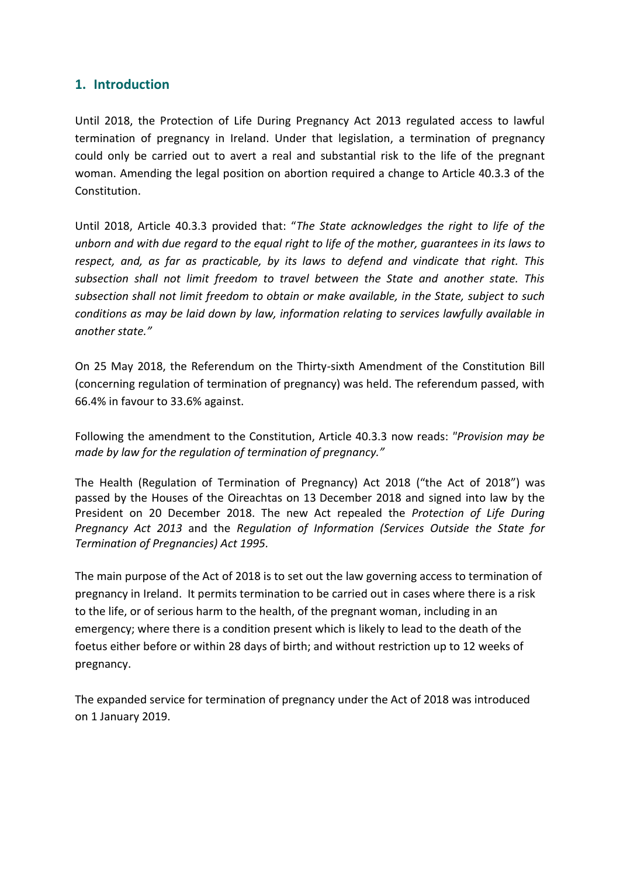## 1. Introduction

Until 2018, the Protection of Life During Pregnancy Act 2013 regulated access to lawful termination of pregnancy in Ireland. Under that legislation, a termination of pregnancy could only be carried out to avert a real and substantial risk to the life of the pregnant woman. Amending the legal position on abortion required a change to Article 40.3.3 of the Constitution.

Until 2018, Article 40.3.3 provided that: "*The State acknowledges the right to life of the unborn and with due regard to the equal right to life of the mother, guarantees in its laws to respect, and, as far as practicable, by its laws to defend and vindicate that right. This subsection shall not limit freedom to travel between the State and another state. This subsection shall not limit freedom to obtain or make available, in the State, subject to such conditions as may be laid down by law, information relating to services lawfully available in another state."*

On 25 May 2018, the Referendum on the Thirty-sixth Amendment of the Constitution Bill (concerning regulation of termination of pregnancy) was held. The referendum passed, with 66.4% in favour to 33.6% against.

Following the amendment to the Constitution, Article 40.3.3 now reads: *"Provision may be made by law for the regulation of termination of pregnancy."*

The Health (Regulation of Termination of Pregnancy) Act 2018 ("the Act of 2018") was passed by the Houses of the Oireachtas on 13 December 2018 and signed into law by the President on 20 December 2018. The new Act repealed the *Protection of Life During Pregnancy Act 2013* and the *Regulation of Information (Services Outside the State for Termination of Pregnancies) Act 1995*.

The main purpose of the Act of 2018 is to set out the law governing access to termination of pregnancy in Ireland. It permits termination to be carried out in cases where there is a risk to the life, or of serious harm to the health, of the pregnant woman, including in an emergency; where there is a condition present which is likely to lead to the death of the foetus either before or within 28 days of birth; and without restriction up to 12 weeks of pregnancy.

The expanded service for termination of pregnancy under the Act of 2018 was introduced on 1 January 2019.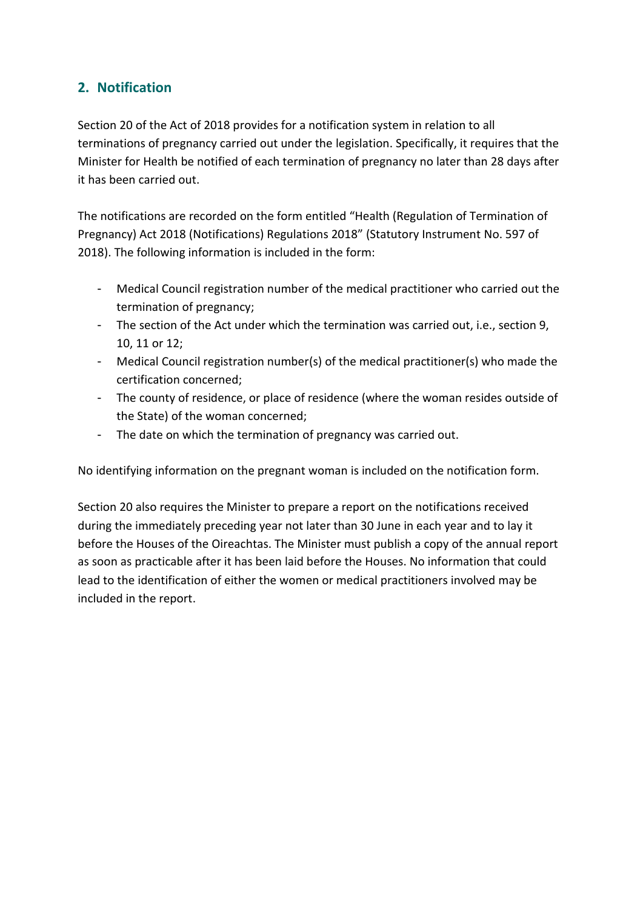## 2. Notification

Section 20 of the Act of 2018 provides for a notification system in relation to all terminations of pregnancy carried out under the legislation. Specifically, it requires that the Minister for Health be notified of each termination of pregnancy no later than 28 days after it has been carried out.

The notifications are recorded on the form entitled "Health (Regulation of Termination of Pregnancy) Act 2018 (Notifications) Regulations 2018" (Statutory Instrument No. 597 of 2018). The following information is included in the form:

- Medical Council registration number of the medical practitioner who carried out the termination of pregnancy;
- The section of the Act under which the termination was carried out, i.e., section 9, 10, 11 or 12;
- Medical Council registration number(s) of the medical practitioner(s) who made the certification concerned;
- The county of residence, or place of residence (where the woman resides outside of the State) of the woman concerned;
- The date on which the termination of pregnancy was carried out.

No identifying information on the pregnant woman is included on the notification form.

Section 20 also requires the Minister to prepare a report on the notifications received during the immediately preceding year not later than 30 June in each year and to lay it before the Houses of the Oireachtas. The Minister must publish a copy of the annual report as soon as practicable after it has been laid before the Houses. No information that could lead to the identification of either the women or medical practitioners involved may be included in the report.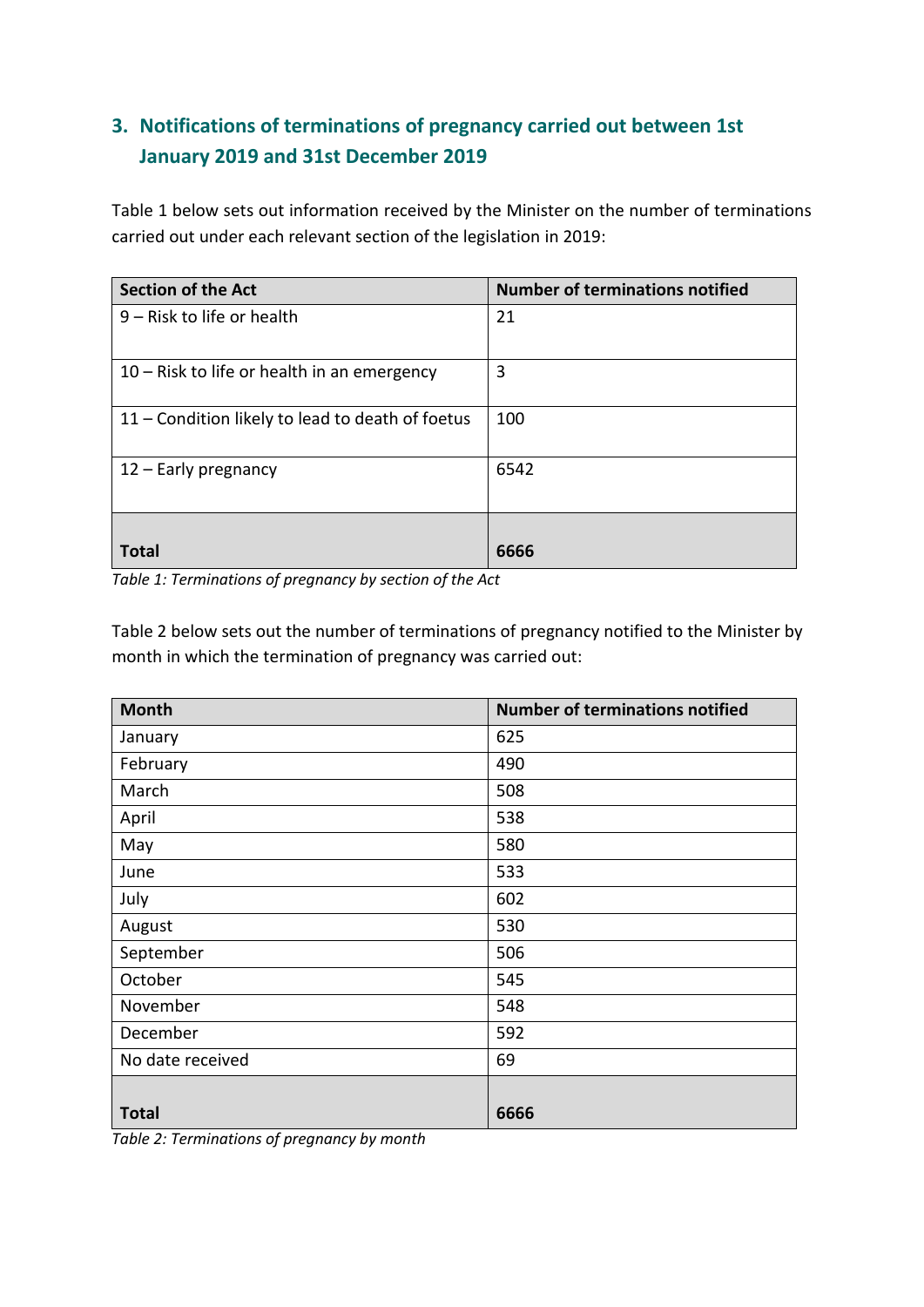## 3. Notifications of terminations of pregnancy carried out between 1st January 2019 and 31st December 2019

Table 1 below sets out information received by the Minister on the number of terminations carried out under each relevant section of the legislation in 2019:

| Section of the Act | Number of terminations notified |
|---|---|
| 9 – Risk to life or health | 21 |
| 10 – Risk to life or health in an emergency | 3 |
| 11 – Condition likely to lead to death of foetus | 100 |
| 12 – Early pregnancy | 6542 |
| **Total** | **6666** |

*Table 1: Terminations of pregnancy by section of the Act*

Table 2 below sets out the number of terminations of pregnancy notified to the Minister by month in which the termination of pregnancy was carried out:

| Month | Number of terminations notified |
|---|---|
| January | 625 |
| February | 490 |
| March | 508 |
| April | 538 |
| May | 580 |
| June | 533 |
| July | 602 |
| August | 530 |
| September | 506 |
| October | 545 |
| November | 548 |
| December | 592 |
| No date received | 69 |
| **Total** | **6666** |

*Table 2: Terminations of pregnancy by month*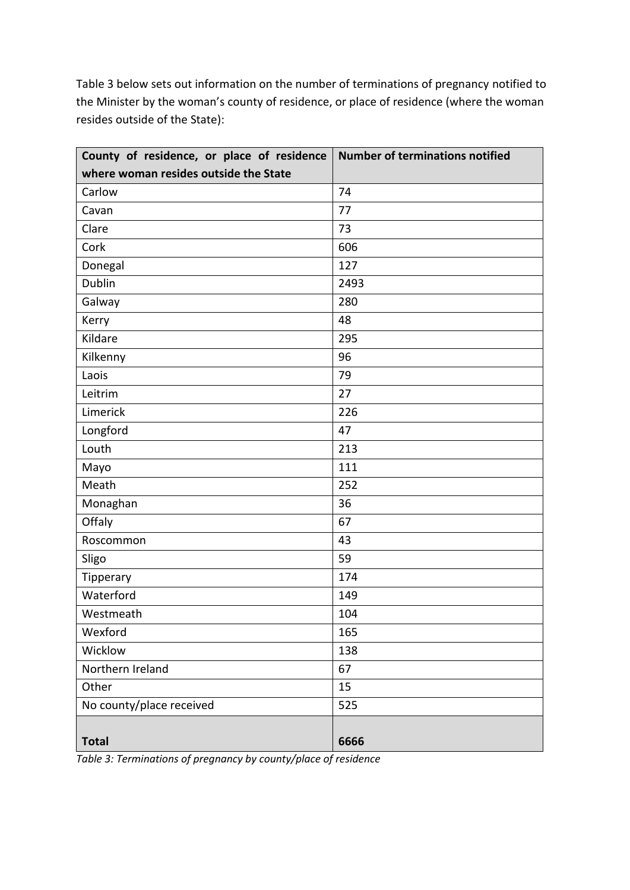Table 3 below sets out information on the number of terminations of pregnancy notified to the Minister by the woman's county of residence, or place of residence (where the woman resides outside of the State):

| County of residence, or place of residence where woman resides outside the State | Number of terminations notified |
|---|---|
| Carlow | 74 |
| Cavan | 77 |
| Clare | 73 |
| Cork | 606 |
| Donegal | 127 |
| Dublin | 2493 |
| Galway | 280 |
| Kerry | 48 |
| Kildare | 295 |
| Kilkenny | 96 |
| Laois | 79 |
| Leitrim | 27 |
| Limerick | 226 |
| Longford | 47 |
| Louth | 213 |
| Mayo | 111 |
| Meath | 252 |
| Monaghan | 36 |
| Offaly | 67 |
| Roscommon | 43 |
| Sligo | 59 |
| Tipperary | 174 |
| Waterford | 149 |
| Westmeath | 104 |
| Wexford | 165 |
| Wicklow | 138 |
| Northern Ireland | 67 |
| Other | 15 |
| No county/place received | 525 |
| **Total** | **6666** |

*Table 3: Terminations of pregnancy by county/place of residence*